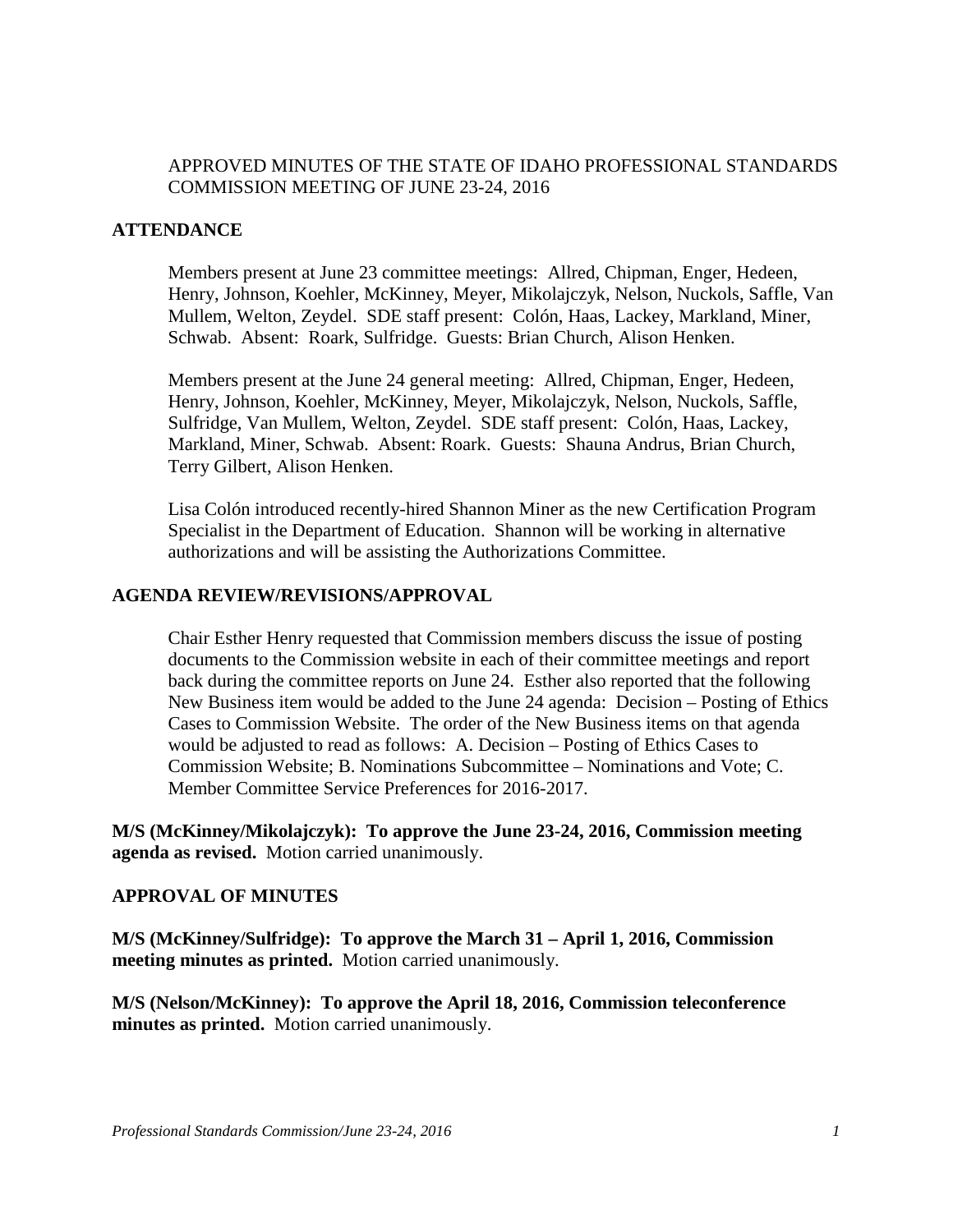APPROVED MINUTES OF THE STATE OF IDAHO PROFESSIONAL STANDARDS COMMISSION MEETING OF JUNE 23-24, 2016

## ATTENDANCE

Members present at June 23 committee meetings: Allred, Chipman, Enger, Hedeen, Henry, Johnson, Koehler, McKinney, Meyer, Mikolajczyk, Nelson, Nuckols, Saffle, Van Mullem, Welton, Zeydel. SDE staff present: Colón, Haas, Lackey, Markland, Miner, Schwab. Absent: Roark, Sulfridge. Guests: Brian Church, Alison Henken.

Members present at the June 24 general meeting: Allred, Chipman, Enger, Hedeen, Henry, Johnson, Koehler, McKinney, Meyer, Mikolajczyk, Nelson, Nuckols, Saffle, Sulfridge, Van Mullem, Welton, Zeydel. SDE staff present: Colón, Haas, Lackey, Markland, Miner, Schwab. Absent: Roark. Guests: Shauna Andrus, Brian Church, Terry Gilbert, Alison Henken.

Lisa Colón introduced recently-hired Shannon Miner as the new Certification Program Specialist in the Department of Education. Shannon will be working in alternative authorizations and will be assisting the Authorizations Committee.

## AGENDA REVIEW/REVISIONS/APPROVAL

Chair Esther Henry requested that Commission members discuss the issue of posting documents to the Commission website in each of their committee meetings and report back during the committee reports on June 24. Esther also reported that the following New Business item would be added to the June 24 agenda: Decision – Posting of Ethics Cases to Commission Website. The order of the New Business items on that agenda would be adjusted to read as follows: A. Decision – Posting of Ethics Cases to Commission Website; B. Nominations Subcommittee – Nominations and Vote; C. Member Committee Service Preferences for 2016-2017.

**M/S (McKinney/Mikolajczyk): To approve the June 23-24, 2016, Commission meeting agenda as revised.** Motion carried unanimously.

## APPROVAL OF MINUTES

**M/S (McKinney/Sulfridge): To approve the March 31 – April 1, 2016, Commission meeting minutes as printed.** Motion carried unanimously.

**M/S (Nelson/McKinney): To approve the April 18, 2016, Commission teleconference minutes as printed.** Motion carried unanimously.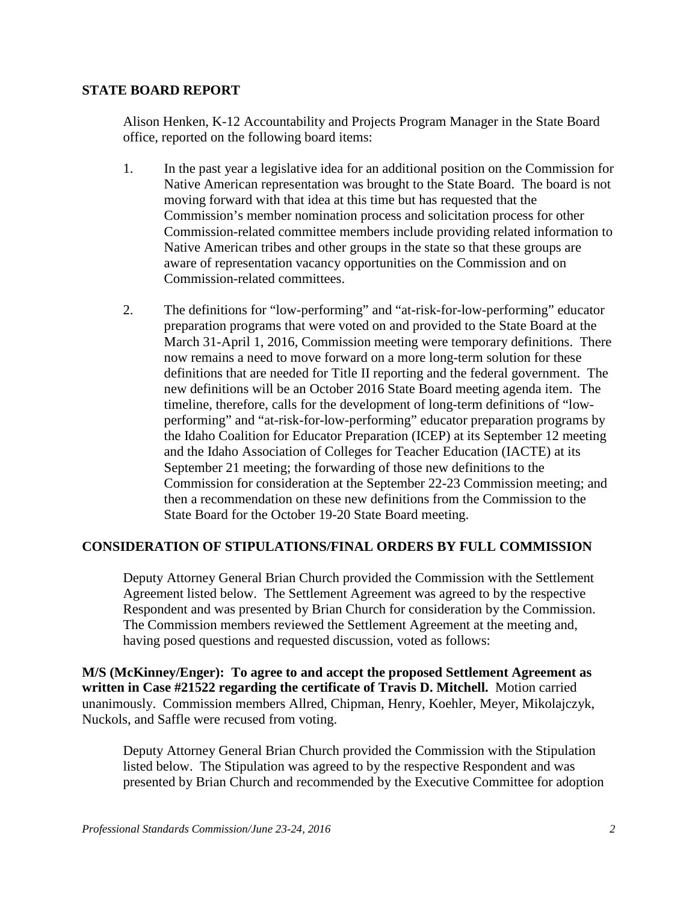## STATE BOARD REPORT

Alison Henken, K-12 Accountability and Projects Program Manager in the State Board office, reported on the following board items:

1. In the past year a legislative idea for an additional position on the Commission for Native American representation was brought to the State Board. The board is not moving forward with that idea at this time but has requested that the Commission's member nomination process and solicitation process for other Commission-related committee members include providing related information to Native American tribes and other groups in the state so that these groups are aware of representation vacancy opportunities on the Commission and on Commission-related committees.

2. The definitions for "low-performing" and "at-risk-for-low-performing" educator preparation programs that were voted on and provided to the State Board at the March 31-April 1, 2016, Commission meeting were temporary definitions. There now remains a need to move forward on a more long-term solution for these definitions that are needed for Title II reporting and the federal government. The new definitions will be an October 2016 State Board meeting agenda item. The timeline, therefore, calls for the development of long-term definitions of "low-performing" and "at-risk-for-low-performing" educator preparation programs by the Idaho Coalition for Educator Preparation (ICEP) at its September 12 meeting and the Idaho Association of Colleges for Teacher Education (IACTE) at its September 21 meeting; the forwarding of those new definitions to the Commission for consideration at the September 22-23 Commission meeting; and then a recommendation on these new definitions from the Commission to the State Board for the October 19-20 State Board meeting.

## CONSIDERATION OF STIPULATIONS/FINAL ORDERS BY FULL COMMISSION

Deputy Attorney General Brian Church provided the Commission with the Settlement Agreement listed below. The Settlement Agreement was agreed to by the respective Respondent and was presented by Brian Church for consideration by the Commission. The Commission members reviewed the Settlement Agreement at the meeting and, having posed questions and requested discussion, voted as follows:

**M/S (McKinney/Enger): To agree to and accept the proposed Settlement Agreement as written in Case #21522 regarding the certificate of Travis D. Mitchell.** Motion carried unanimously. Commission members Allred, Chipman, Henry, Koehler, Meyer, Mikolajczyk, Nuckols, and Saffle were recused from voting.

Deputy Attorney General Brian Church provided the Commission with the Stipulation listed below. The Stipulation was agreed to by the respective Respondent and was presented by Brian Church and recommended by the Executive Committee for adoption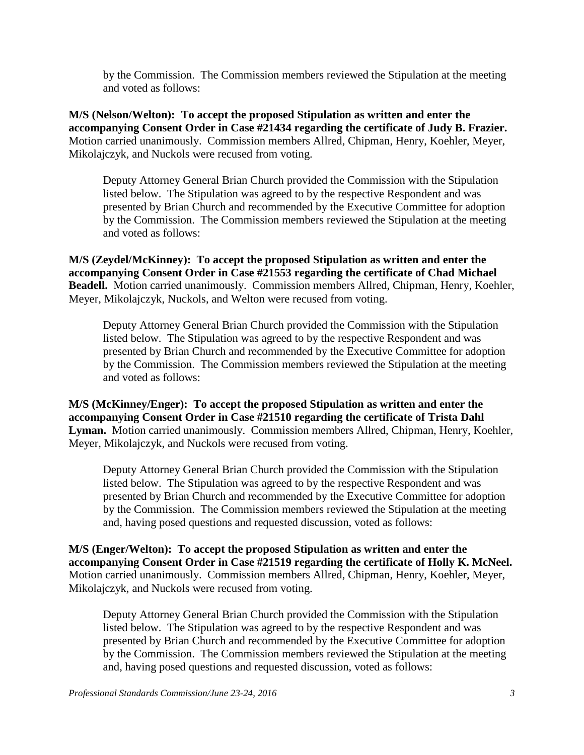by the Commission. The Commission members reviewed the Stipulation at the meeting and voted as follows:

**M/S (Nelson/Welton): To accept the proposed Stipulation as written and enter the accompanying Consent Order in Case #21434 regarding the certificate of Judy B. Frazier.** Motion carried unanimously. Commission members Allred, Chipman, Henry, Koehler, Meyer, Mikolajczyk, and Nuckols were recused from voting.

Deputy Attorney General Brian Church provided the Commission with the Stipulation listed below. The Stipulation was agreed to by the respective Respondent and was presented by Brian Church and recommended by the Executive Committee for adoption by the Commission. The Commission members reviewed the Stipulation at the meeting and voted as follows:

**M/S (Zeydel/McKinney): To accept the proposed Stipulation as written and enter the accompanying Consent Order in Case #21553 regarding the certificate of Chad Michael Beadell.** Motion carried unanimously. Commission members Allred, Chipman, Henry, Koehler, Meyer, Mikolajczyk, Nuckols, and Welton were recused from voting.

Deputy Attorney General Brian Church provided the Commission with the Stipulation listed below. The Stipulation was agreed to by the respective Respondent and was presented by Brian Church and recommended by the Executive Committee for adoption by the Commission. The Commission members reviewed the Stipulation at the meeting and voted as follows:

**M/S (McKinney/Enger): To accept the proposed Stipulation as written and enter the accompanying Consent Order in Case #21510 regarding the certificate of Trista Dahl Lyman.** Motion carried unanimously. Commission members Allred, Chipman, Henry, Koehler, Meyer, Mikolajczyk, and Nuckols were recused from voting.

Deputy Attorney General Brian Church provided the Commission with the Stipulation listed below. The Stipulation was agreed to by the respective Respondent and was presented by Brian Church and recommended by the Executive Committee for adoption by the Commission. The Commission members reviewed the Stipulation at the meeting and, having posed questions and requested discussion, voted as follows:

**M/S (Enger/Welton): To accept the proposed Stipulation as written and enter the accompanying Consent Order in Case #21519 regarding the certificate of Holly K. McNeel.** Motion carried unanimously. Commission members Allred, Chipman, Henry, Koehler, Meyer, Mikolajczyk, and Nuckols were recused from voting.

Deputy Attorney General Brian Church provided the Commission with the Stipulation listed below. The Stipulation was agreed to by the respective Respondent and was presented by Brian Church and recommended by the Executive Committee for adoption by the Commission. The Commission members reviewed the Stipulation at the meeting and, having posed questions and requested discussion, voted as follows: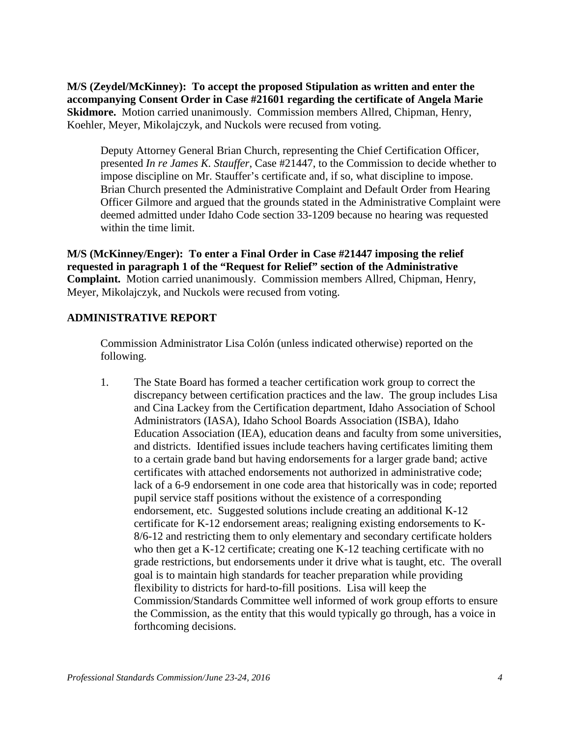**M/S (Zeydel/McKinney): To accept the proposed Stipulation as written and enter the accompanying Consent Order in Case #21601 regarding the certificate of Angela Marie Skidmore.** Motion carried unanimously. Commission members Allred, Chipman, Henry, Koehler, Meyer, Mikolajczyk, and Nuckols were recused from voting.

Deputy Attorney General Brian Church, representing the Chief Certification Officer, presented *In re James K. Stauffer*, Case #21447, to the Commission to decide whether to impose discipline on Mr. Stauffer's certificate and, if so, what discipline to impose. Brian Church presented the Administrative Complaint and Default Order from Hearing Officer Gilmore and argued that the grounds stated in the Administrative Complaint were deemed admitted under Idaho Code section 33-1209 because no hearing was requested within the time limit.

**M/S (McKinney/Enger): To enter a Final Order in Case #21447 imposing the relief requested in paragraph 1 of the "Request for Relief" section of the Administrative Complaint.** Motion carried unanimously. Commission members Allred, Chipman, Henry, Meyer, Mikolajczyk, and Nuckols were recused from voting.

## ADMINISTRATIVE REPORT

Commission Administrator Lisa Colón (unless indicated otherwise) reported on the following.

1. The State Board has formed a teacher certification work group to correct the discrepancy between certification practices and the law. The group includes Lisa and Cina Lackey from the Certification department, Idaho Association of School Administrators (IASA), Idaho School Boards Association (ISBA), Idaho Education Association (IEA), education deans and faculty from some universities, and districts. Identified issues include teachers having certificates limiting them to a certain grade band but having endorsements for a larger grade band; active certificates with attached endorsements not authorized in administrative code; lack of a 6-9 endorsement in one code area that historically was in code; reported pupil service staff positions without the existence of a corresponding endorsement, etc. Suggested solutions include creating an additional K-12 certificate for K-12 endorsement areas; realigning existing endorsements to K-8/6-12 and restricting them to only elementary and secondary certificate holders who then get a K-12 certificate; creating one K-12 teaching certificate with no grade restrictions, but endorsements under it drive what is taught, etc. The overall goal is to maintain high standards for teacher preparation while providing flexibility to districts for hard-to-fill positions. Lisa will keep the Commission/Standards Committee well informed of work group efforts to ensure the Commission, as the entity that this would typically go through, has a voice in forthcoming decisions.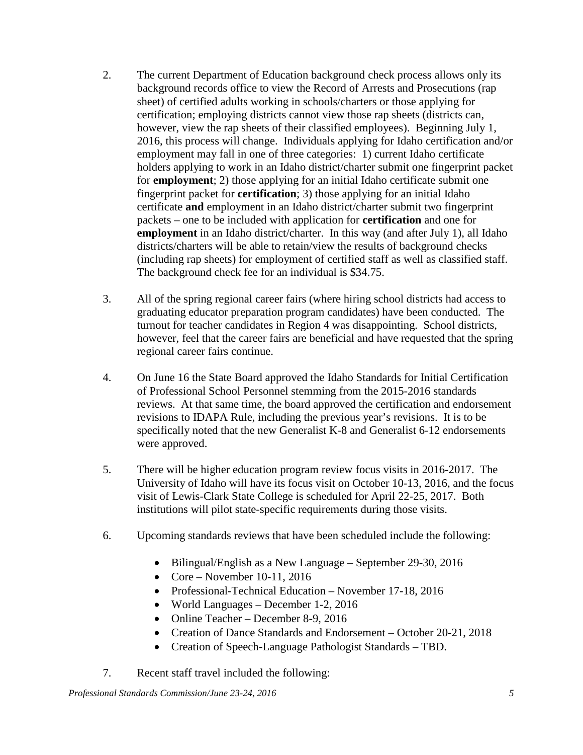2. The current Department of Education background check process allows only its background records office to view the Record of Arrests and Prosecutions (rap sheet) of certified adults working in schools/charters or those applying for certification; employing districts cannot view those rap sheets (districts can, however, view the rap sheets of their classified employees). Beginning July 1, 2016, this process will change. Individuals applying for Idaho certification and/or employment may fall in one of three categories: 1) current Idaho certificate holders applying to work in an Idaho district/charter submit one fingerprint packet for **employment**; 2) those applying for an initial Idaho certificate submit one fingerprint packet for **certification**; 3) those applying for an initial Idaho certificate **and** employment in an Idaho district/charter submit two fingerprint packets – one to be included with application for **certification** and one for **employment** in an Idaho district/charter. In this way (and after July 1), all Idaho districts/charters will be able to retain/view the results of background checks (including rap sheets) for employment of certified staff as well as classified staff. The background check fee for an individual is $34.75.

3. All of the spring regional career fairs (where hiring school districts had access to graduating educator preparation program candidates) have been conducted. The turnout for teacher candidates in Region 4 was disappointing. School districts, however, feel that the career fairs are beneficial and have requested that the spring regional career fairs continue.

4. On June 16 the State Board approved the Idaho Standards for Initial Certification of Professional School Personnel stemming from the 2015-2016 standards reviews. At that same time, the board approved the certification and endorsement revisions to IDAPA Rule, including the previous year's revisions. It is to be specifically noted that the new Generalist K-8 and Generalist 6-12 endorsements were approved.

5. There will be higher education program review focus visits in 2016-2017. The University of Idaho will have its focus visit on October 10-13, 2016, and the focus visit of Lewis-Clark State College is scheduled for April 22-25, 2017. Both institutions will pilot state-specific requirements during those visits.

6. Upcoming standards reviews that have been scheduled include the following:

   - Bilingual/English as a New Language – September 29-30, 2016
   - Core – November 10-11, 2016
   - Professional-Technical Education – November 17-18, 2016
   - World Languages – December 1-2, 2016
   - Online Teacher – December 8-9, 2016
   - Creation of Dance Standards and Endorsement – October 20-21, 2018
   - Creation of Speech-Language Pathologist Standards – TBD.

7. Recent staff travel included the following: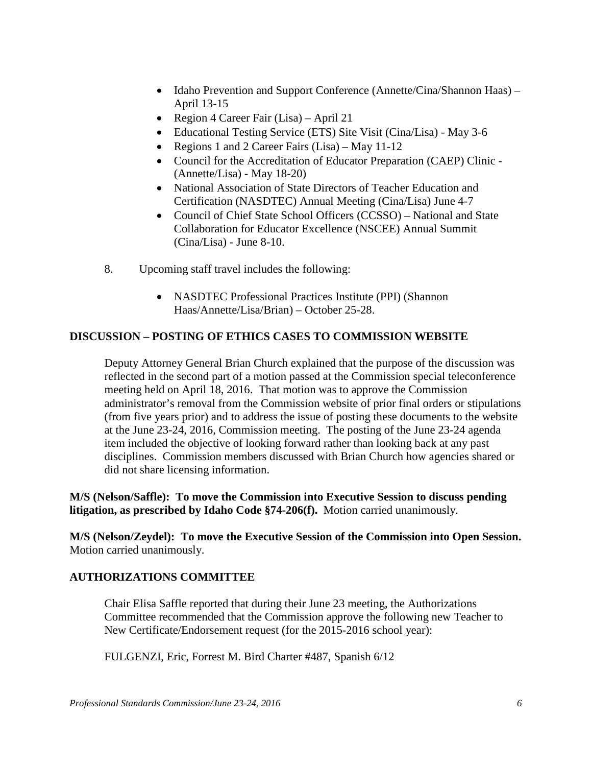- Idaho Prevention and Support Conference (Annette/Cina/Shannon Haas) – April 13-15
- Region 4 Career Fair (Lisa) – April 21
- Educational Testing Service (ETS) Site Visit (Cina/Lisa) - May 3-6
- Regions 1 and 2 Career Fairs (Lisa) – May 11-12
- Council for the Accreditation of Educator Preparation (CAEP) Clinic - (Annette/Lisa) - May 18-20)
- National Association of State Directors of Teacher Education and Certification (NASDTEC) Annual Meeting (Cina/Lisa) June 4-7
- Council of Chief State School Officers (CCSSO) – National and State Collaboration for Educator Excellence (NSCEE) Annual Summit (Cina/Lisa) - June 8-10.

8. Upcoming staff travel includes the following:

   - NASDTEC Professional Practices Institute (PPI) (Shannon Haas/Annette/Lisa/Brian) – October 25-28.

**DISCUSSION – POSTING OF ETHICS CASES TO COMMISSION WEBSITE**

Deputy Attorney General Brian Church explained that the purpose of the discussion was reflected in the second part of a motion passed at the Commission special teleconference meeting held on April 18, 2016. That motion was to approve the Commission administrator's removal from the Commission website of prior final orders or stipulations (from five years prior) and to address the issue of posting these documents to the website at the June 23-24, 2016, Commission meeting. The posting of the June 23-24 agenda item included the objective of looking forward rather than looking back at any past disciplines. Commission members discussed with Brian Church how agencies shared or did not share licensing information.

**M/S (Nelson/Saffle): To move the Commission into Executive Session to discuss pending litigation, as prescribed by Idaho Code §74-206(f).** Motion carried unanimously.

**M/S (Nelson/Zeydel): To move the Executive Session of the Commission into Open Session.** Motion carried unanimously.

**AUTHORIZATIONS COMMITTEE**

Chair Elisa Saffle reported that during their June 23 meeting, the Authorizations Committee recommended that the Commission approve the following new Teacher to New Certificate/Endorsement request (for the 2015-2016 school year):

FULGENZI, Eric, Forrest M. Bird Charter #487, Spanish 6/12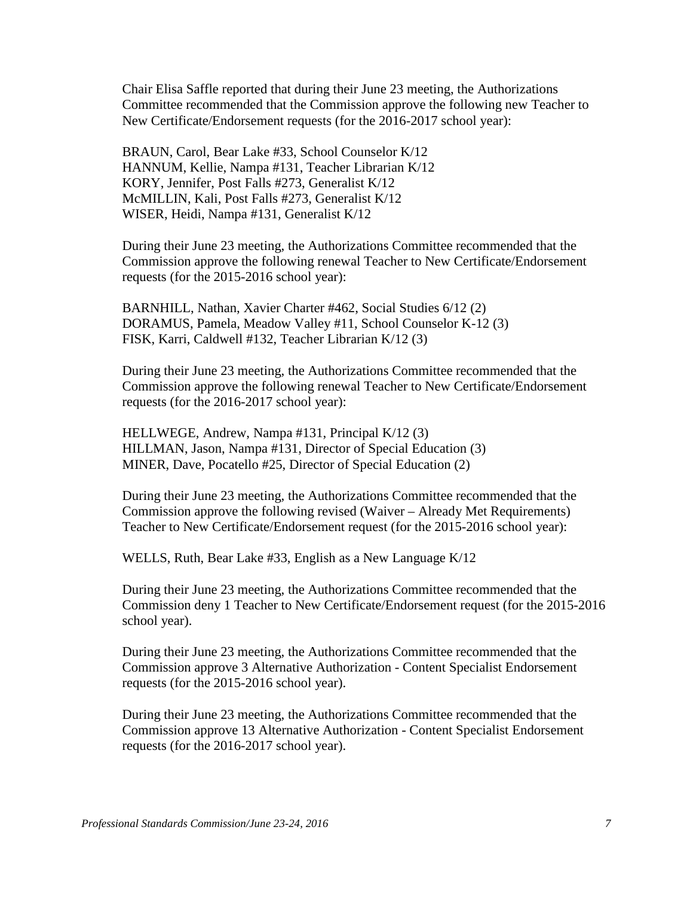Chair Elisa Saffle reported that during their June 23 meeting, the Authorizations Committee recommended that the Commission approve the following new Teacher to New Certificate/Endorsement requests (for the 2016-2017 school year):

BRAUN, Carol, Bear Lake #33, School Counselor K/12
HANNUM, Kellie, Nampa #131, Teacher Librarian K/12
KORY, Jennifer, Post Falls #273, Generalist K/12
McMILLIN, Kali, Post Falls #273, Generalist K/12
WISER, Heidi, Nampa #131, Generalist K/12

During their June 23 meeting, the Authorizations Committee recommended that the Commission approve the following renewal Teacher to New Certificate/Endorsement requests (for the 2015-2016 school year):

BARNHILL, Nathan, Xavier Charter #462, Social Studies 6/12 (2)
DORAMUS, Pamela, Meadow Valley #11, School Counselor K-12 (3)
FISK, Karri, Caldwell #132, Teacher Librarian K/12 (3)

During their June 23 meeting, the Authorizations Committee recommended that the Commission approve the following renewal Teacher to New Certificate/Endorsement requests (for the 2016-2017 school year):

HELLWEGE, Andrew, Nampa #131, Principal K/12 (3)
HILLMAN, Jason, Nampa #131, Director of Special Education (3)
MINER, Dave, Pocatello #25, Director of Special Education (2)

During their June 23 meeting, the Authorizations Committee recommended that the Commission approve the following revised (Waiver – Already Met Requirements) Teacher to New Certificate/Endorsement request (for the 2015-2016 school year):

WELLS, Ruth, Bear Lake #33, English as a New Language K/12

During their June 23 meeting, the Authorizations Committee recommended that the Commission deny 1 Teacher to New Certificate/Endorsement request (for the 2015-2016 school year).

During their June 23 meeting, the Authorizations Committee recommended that the Commission approve 3 Alternative Authorization - Content Specialist Endorsement requests (for the 2015-2016 school year).

During their June 23 meeting, the Authorizations Committee recommended that the Commission approve 13 Alternative Authorization - Content Specialist Endorsement requests (for the 2016-2017 school year).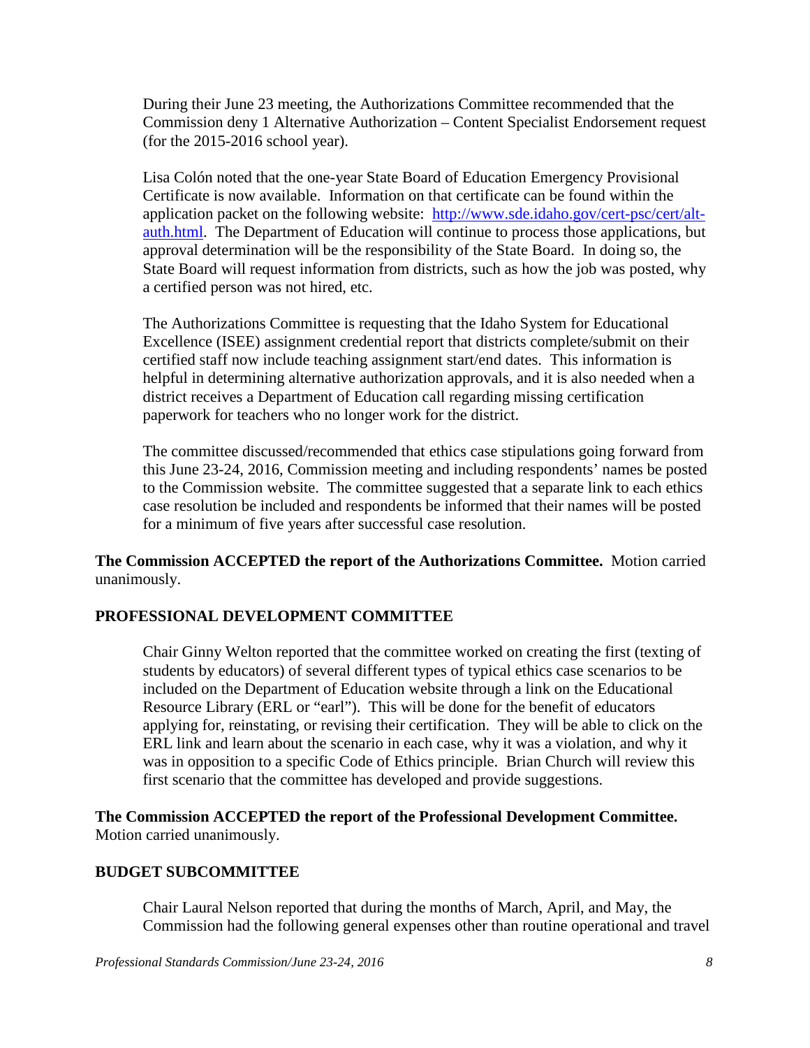During their June 23 meeting, the Authorizations Committee recommended that the Commission deny 1 Alternative Authorization – Content Specialist Endorsement request (for the 2015-2016 school year).

Lisa Colón noted that the one-year State Board of Education Emergency Provisional Certificate is now available. Information on that certificate can be found within the application packet on the following website: [http://www.sde.idaho.gov/cert-psc/cert/alt-auth.html](http://www.sde.idaho.gov/cert-psc/cert/alt-auth.html). The Department of Education will continue to process those applications, but approval determination will be the responsibility of the State Board. In doing so, the State Board will request information from districts, such as how the job was posted, why a certified person was not hired, etc.

The Authorizations Committee is requesting that the Idaho System for Educational Excellence (ISEE) assignment credential report that districts complete/submit on their certified staff now include teaching assignment start/end dates. This information is helpful in determining alternative authorization approvals, and it is also needed when a district receives a Department of Education call regarding missing certification paperwork for teachers who no longer work for the district.

The committee discussed/recommended that ethics case stipulations going forward from this June 23-24, 2016, Commission meeting and including respondents' names be posted to the Commission website. The committee suggested that a separate link to each ethics case resolution be included and respondents be informed that their names will be posted for a minimum of five years after successful case resolution.

**The Commission ACCEPTED the report of the Authorizations Committee.** Motion carried unanimously.

## PROFESSIONAL DEVELOPMENT COMMITTEE

Chair Ginny Welton reported that the committee worked on creating the first (texting of students by educators) of several different types of typical ethics case scenarios to be included on the Department of Education website through a link on the Educational Resource Library (ERL or "earl"). This will be done for the benefit of educators applying for, reinstating, or revising their certification. They will be able to click on the ERL link and learn about the scenario in each case, why it was a violation, and why it was in opposition to a specific Code of Ethics principle. Brian Church will review this first scenario that the committee has developed and provide suggestions.

**The Commission ACCEPTED the report of the Professional Development Committee.** Motion carried unanimously.

## BUDGET SUBCOMMITTEE

Chair Laural Nelson reported that during the months of March, April, and May, the Commission had the following general expenses other than routine operational and travel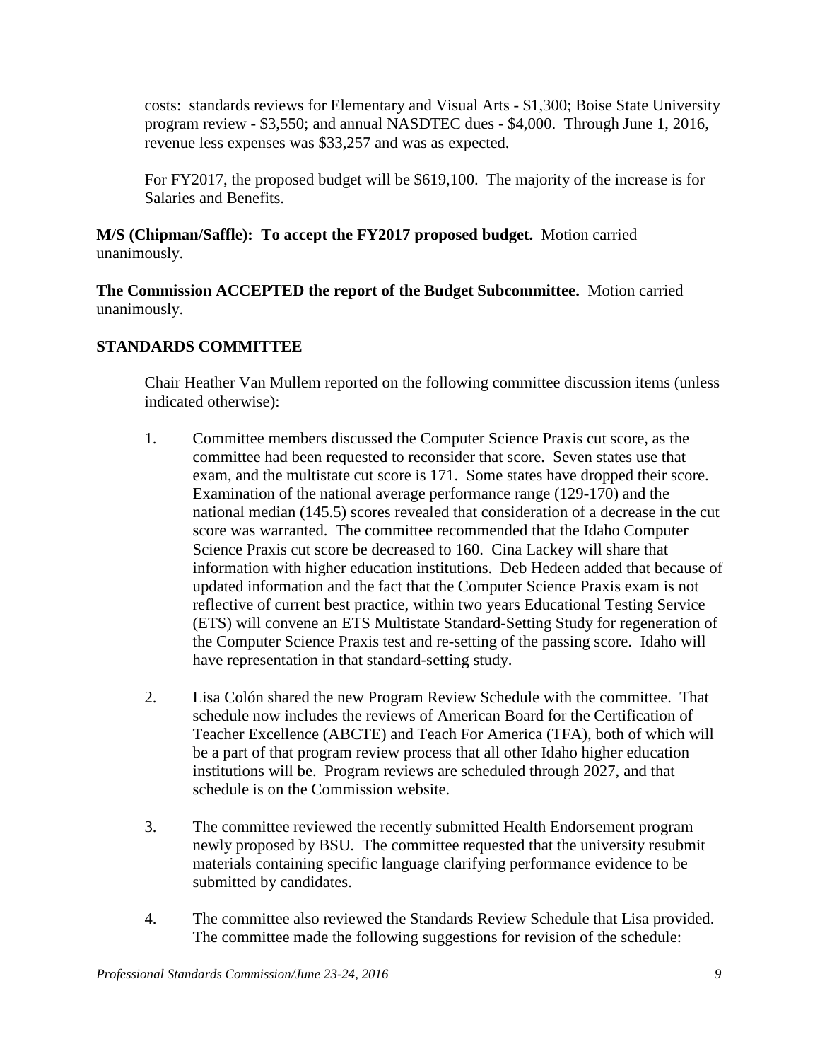costs: standards reviews for Elementary and Visual Arts - $1,300; Boise State University program review - $3,550; and annual NASDTEC dues - $4,000. Through June 1, 2016, revenue less expenses was $33,257 and was as expected.

For FY2017, the proposed budget will be $619,100. The majority of the increase is for Salaries and Benefits.

**M/S (Chipman/Saffle): To accept the FY2017 proposed budget.** Motion carried unanimously.

**The Commission ACCEPTED the report of the Budget Subcommittee.** Motion carried unanimously.

## STANDARDS COMMITTEE

Chair Heather Van Mullem reported on the following committee discussion items (unless indicated otherwise):

1. Committee members discussed the Computer Science Praxis cut score, as the committee had been requested to reconsider that score. Seven states use that exam, and the multistate cut score is 171. Some states have dropped their score. Examination of the national average performance range (129-170) and the national median (145.5) scores revealed that consideration of a decrease in the cut score was warranted. The committee recommended that the Idaho Computer Science Praxis cut score be decreased to 160. Cina Lackey will share that information with higher education institutions. Deb Hedeen added that because of updated information and the fact that the Computer Science Praxis exam is not reflective of current best practice, within two years Educational Testing Service (ETS) will convene an ETS Multistate Standard-Setting Study for regeneration of the Computer Science Praxis test and re-setting of the passing score. Idaho will have representation in that standard-setting study.

2. Lisa Colón shared the new Program Review Schedule with the committee. That schedule now includes the reviews of American Board for the Certification of Teacher Excellence (ABCTE) and Teach For America (TFA), both of which will be a part of that program review process that all other Idaho higher education institutions will be. Program reviews are scheduled through 2027, and that schedule is on the Commission website.

3. The committee reviewed the recently submitted Health Endorsement program newly proposed by BSU. The committee requested that the university resubmit materials containing specific language clarifying performance evidence to be submitted by candidates.

4. The committee also reviewed the Standards Review Schedule that Lisa provided. The committee made the following suggestions for revision of the schedule: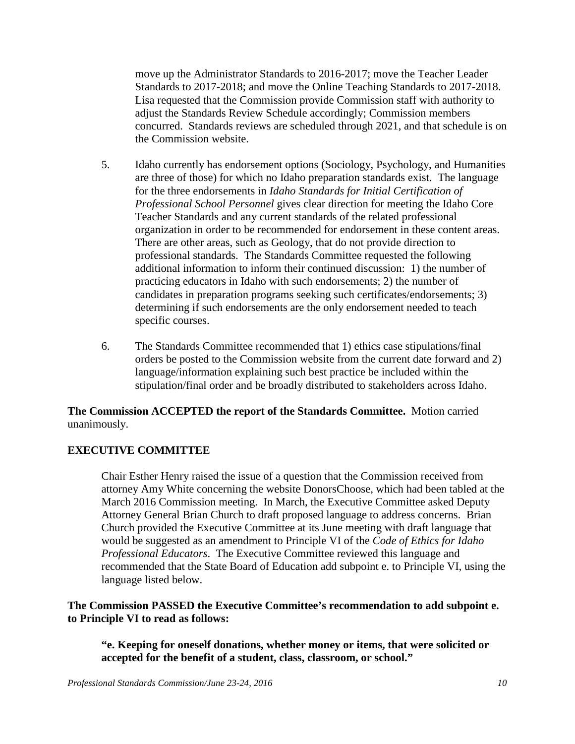move up the Administrator Standards to 2016-2017; move the Teacher Leader Standards to 2017-2018; and move the Online Teaching Standards to 2017-2018. Lisa requested that the Commission provide Commission staff with authority to adjust the Standards Review Schedule accordingly; Commission members concurred. Standards reviews are scheduled through 2021, and that schedule is on the Commission website.

5. Idaho currently has endorsement options (Sociology, Psychology, and Humanities are three of those) for which no Idaho preparation standards exist. The language for the three endorsements in *Idaho Standards for Initial Certification of Professional School Personnel* gives clear direction for meeting the Idaho Core Teacher Standards and any current standards of the related professional organization in order to be recommended for endorsement in these content areas. There are other areas, such as Geology, that do not provide direction to professional standards. The Standards Committee requested the following additional information to inform their continued discussion: 1) the number of practicing educators in Idaho with such endorsements; 2) the number of candidates in preparation programs seeking such certificates/endorsements; 3) determining if such endorsements are the only endorsement needed to teach specific courses.

6. The Standards Committee recommended that 1) ethics case stipulations/final orders be posted to the Commission website from the current date forward and 2) language/information explaining such best practice be included within the stipulation/final order and be broadly distributed to stakeholders across Idaho.

**The Commission ACCEPTED the report of the Standards Committee.** Motion carried unanimously.

## EXECUTIVE COMMITTEE

Chair Esther Henry raised the issue of a question that the Commission received from attorney Amy White concerning the website DonorsChoose, which had been tabled at the March 2016 Commission meeting. In March, the Executive Committee asked Deputy Attorney General Brian Church to draft proposed language to address concerns. Brian Church provided the Executive Committee at its June meeting with draft language that would be suggested as an amendment to Principle VI of the *Code of Ethics for Idaho Professional Educators*. The Executive Committee reviewed this language and recommended that the State Board of Education add subpoint e. to Principle VI, using the language listed below.

**The Commission PASSED the Executive Committee's recommendation to add subpoint e. to Principle VI to read as follows:**

**"e. Keeping for oneself donations, whether money or items, that were solicited or accepted for the benefit of a student, class, classroom, or school."**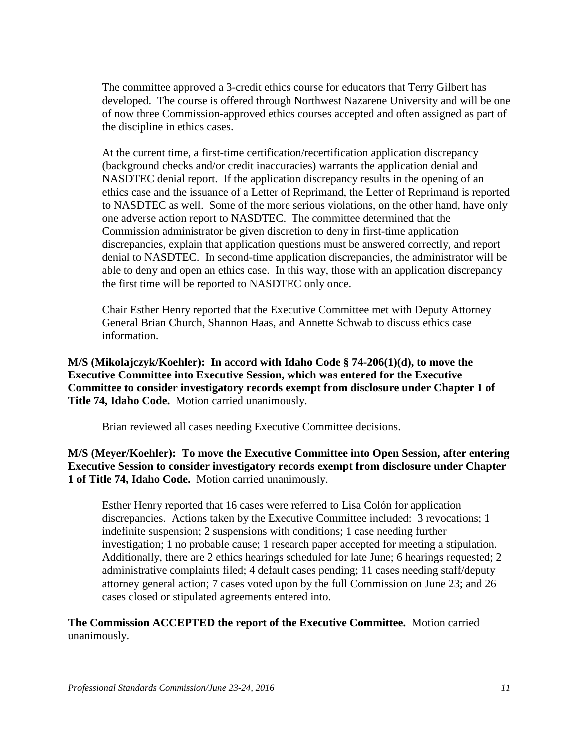The committee approved a 3-credit ethics course for educators that Terry Gilbert has developed. The course is offered through Northwest Nazarene University and will be one of now three Commission-approved ethics courses accepted and often assigned as part of the discipline in ethics cases.

At the current time, a first-time certification/recertification application discrepancy (background checks and/or credit inaccuracies) warrants the application denial and NASDTEC denial report. If the application discrepancy results in the opening of an ethics case and the issuance of a Letter of Reprimand, the Letter of Reprimand is reported to NASDTEC as well. Some of the more serious violations, on the other hand, have only one adverse action report to NASDTEC. The committee determined that the Commission administrator be given discretion to deny in first-time application discrepancies, explain that application questions must be answered correctly, and report denial to NASDTEC. In second-time application discrepancies, the administrator will be able to deny and open an ethics case. In this way, those with an application discrepancy the first time will be reported to NASDTEC only once.

Chair Esther Henry reported that the Executive Committee met with Deputy Attorney General Brian Church, Shannon Haas, and Annette Schwab to discuss ethics case information.

**M/S (Mikolajczyk/Koehler): In accord with Idaho Code § 74-206(1)(d), to move the Executive Committee into Executive Session, which was entered for the Executive Committee to consider investigatory records exempt from disclosure under Chapter 1 of Title 74, Idaho Code.** Motion carried unanimously.

Brian reviewed all cases needing Executive Committee decisions.

**M/S (Meyer/Koehler): To move the Executive Committee into Open Session, after entering Executive Session to consider investigatory records exempt from disclosure under Chapter 1 of Title 74, Idaho Code.** Motion carried unanimously.

Esther Henry reported that 16 cases were referred to Lisa Colón for application discrepancies. Actions taken by the Executive Committee included: 3 revocations; 1 indefinite suspension; 2 suspensions with conditions; 1 case needing further investigation; 1 no probable cause; 1 research paper accepted for meeting a stipulation. Additionally, there are 2 ethics hearings scheduled for late June; 6 hearings requested; 2 administrative complaints filed; 4 default cases pending; 11 cases needing staff/deputy attorney general action; 7 cases voted upon by the full Commission on June 23; and 26 cases closed or stipulated agreements entered into.

**The Commission ACCEPTED the report of the Executive Committee.** Motion carried unanimously.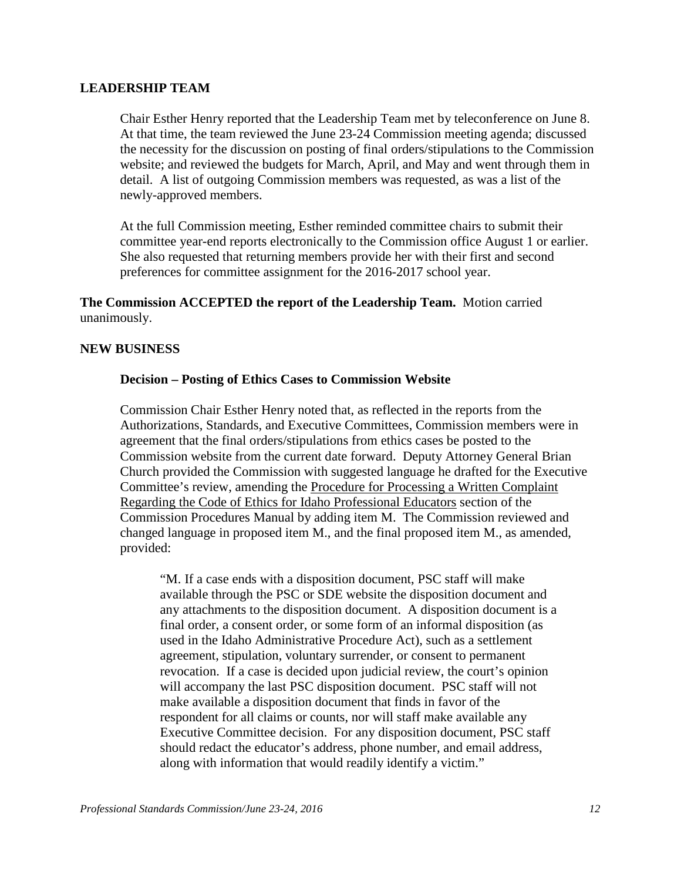## LEADERSHIP TEAM

Chair Esther Henry reported that the Leadership Team met by teleconference on June 8. At that time, the team reviewed the June 23-24 Commission meeting agenda; discussed the necessity for the discussion on posting of final orders/stipulations to the Commission website; and reviewed the budgets for March, April, and May and went through them in detail. A list of outgoing Commission members was requested, as was a list of the newly-approved members.

At the full Commission meeting, Esther reminded committee chairs to submit their committee year-end reports electronically to the Commission office August 1 or earlier. She also requested that returning members provide her with their first and second preferences for committee assignment for the 2016-2017 school year.

**The Commission ACCEPTED the report of the Leadership Team.** Motion carried unanimously.

## NEW BUSINESS

### Decision – Posting of Ethics Cases to Commission Website

Commission Chair Esther Henry noted that, as reflected in the reports from the Authorizations, Standards, and Executive Committees, Commission members were in agreement that the final orders/stipulations from ethics cases be posted to the Commission website from the current date forward. Deputy Attorney General Brian Church provided the Commission with suggested language he drafted for the Executive Committee's review, amending the Procedure for Processing a Written Complaint Regarding the Code of Ethics for Idaho Professional Educators section of the Commission Procedures Manual by adding item M. The Commission reviewed and changed language in proposed item M., and the final proposed item M., as amended, provided:

> "M. If a case ends with a disposition document, PSC staff will make available through the PSC or SDE website the disposition document and any attachments to the disposition document. A disposition document is a final order, a consent order, or some form of an informal disposition (as used in the Idaho Administrative Procedure Act), such as a settlement agreement, stipulation, voluntary surrender, or consent to permanent revocation. If a case is decided upon judicial review, the court's opinion will accompany the last PSC disposition document. PSC staff will not make available a disposition document that finds in favor of the respondent for all claims or counts, nor will staff make available any Executive Committee decision. For any disposition document, PSC staff should redact the educator's address, phone number, and email address, along with information that would readily identify a victim."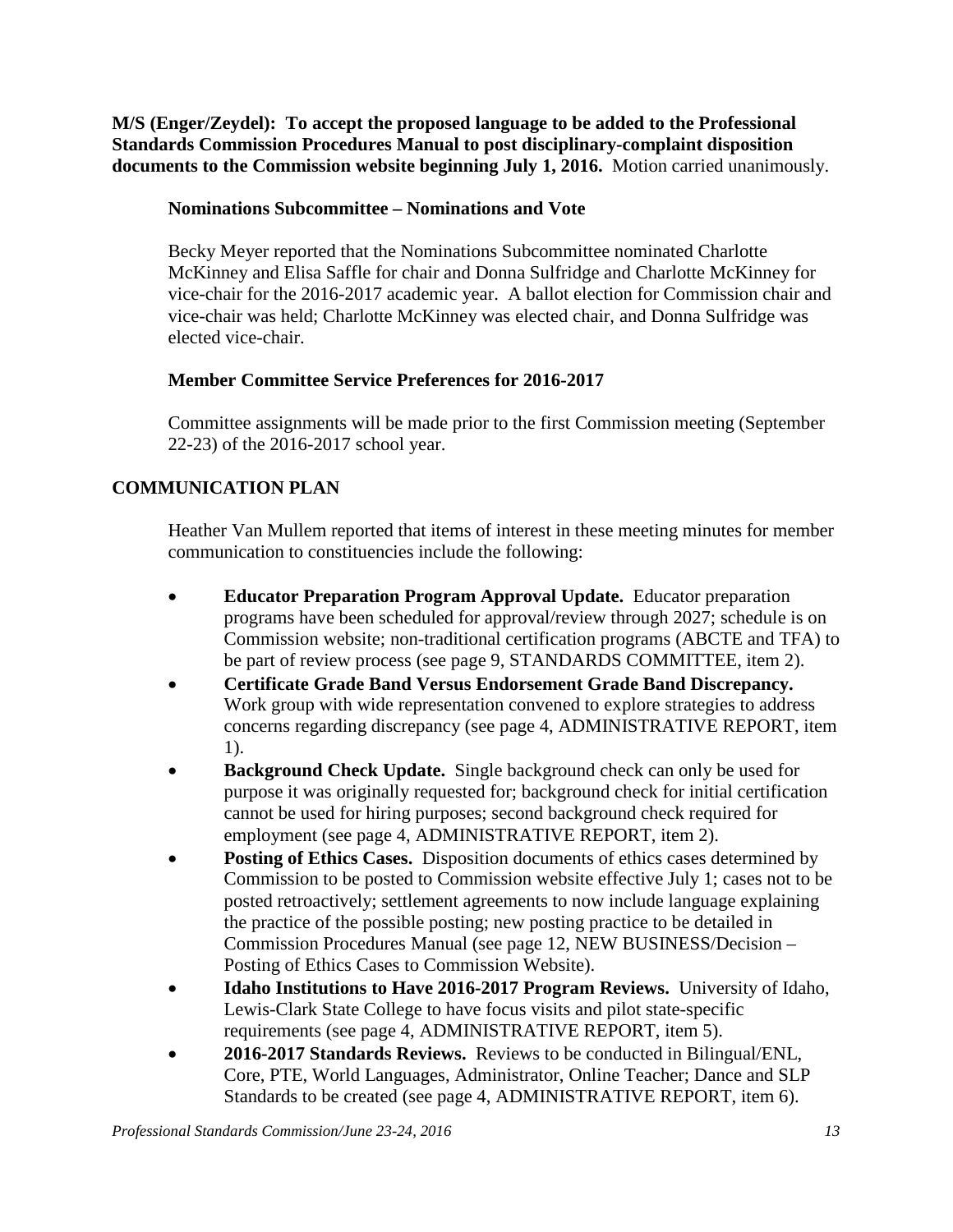**M/S (Enger/Zeydel): To accept the proposed language to be added to the Professional Standards Commission Procedures Manual to post disciplinary-complaint disposition documents to the Commission website beginning July 1, 2016.** Motion carried unanimously.

**Nominations Subcommittee – Nominations and Vote**

Becky Meyer reported that the Nominations Subcommittee nominated Charlotte McKinney and Elisa Saffle for chair and Donna Sulfridge and Charlotte McKinney for vice-chair for the 2016-2017 academic year. A ballot election for Commission chair and vice-chair was held; Charlotte McKinney was elected chair, and Donna Sulfridge was elected vice-chair.

**Member Committee Service Preferences for 2016-2017**

Committee assignments will be made prior to the first Commission meeting (September 22-23) of the 2016-2017 school year.

## COMMUNICATION PLAN

Heather Van Mullem reported that items of interest in these meeting minutes for member communication to constituencies include the following:

- **Educator Preparation Program Approval Update.** Educator preparation programs have been scheduled for approval/review through 2027; schedule is on Commission website; non-traditional certification programs (ABCTE and TFA) to be part of review process (see page 9, STANDARDS COMMITTEE, item 2).
- **Certificate Grade Band Versus Endorsement Grade Band Discrepancy.** Work group with wide representation convened to explore strategies to address concerns regarding discrepancy (see page 4, ADMINISTRATIVE REPORT, item 1).
- **Background Check Update.** Single background check can only be used for purpose it was originally requested for; background check for initial certification cannot be used for hiring purposes; second background check required for employment (see page 4, ADMINISTRATIVE REPORT, item 2).
- **Posting of Ethics Cases.** Disposition documents of ethics cases determined by Commission to be posted to Commission website effective July 1; cases not to be posted retroactively; settlement agreements to now include language explaining the practice of the possible posting; new posting practice to be detailed in Commission Procedures Manual (see page 12, NEW BUSINESS/Decision – Posting of Ethics Cases to Commission Website).
- **Idaho Institutions to Have 2016-2017 Program Reviews.** University of Idaho, Lewis-Clark State College to have focus visits and pilot state-specific requirements (see page 4, ADMINISTRATIVE REPORT, item 5).
- **2016-2017 Standards Reviews.** Reviews to be conducted in Bilingual/ENL, Core, PTE, World Languages, Administrator, Online Teacher; Dance and SLP Standards to be created (see page 4, ADMINISTRATIVE REPORT, item 6).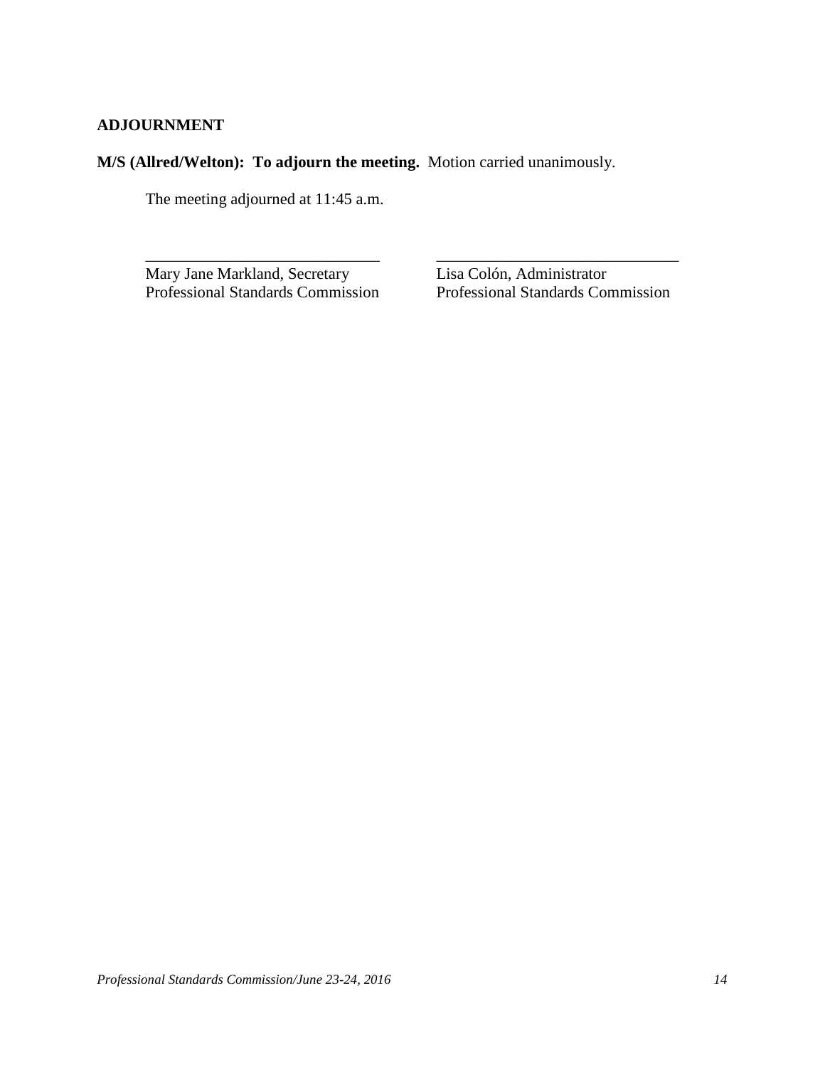**ADJOURNMENT**

**M/S (Allred/Welton): To adjourn the meeting.** Motion carried unanimously.

The meeting adjourned at 11:45 a.m.

| | |
|---|---|
| ______________________________ | ______________________________ |
| Mary Jane Markland, Secretary | Lisa Colón, Administrator |
| Professional Standards Commission | Professional Standards Commission |